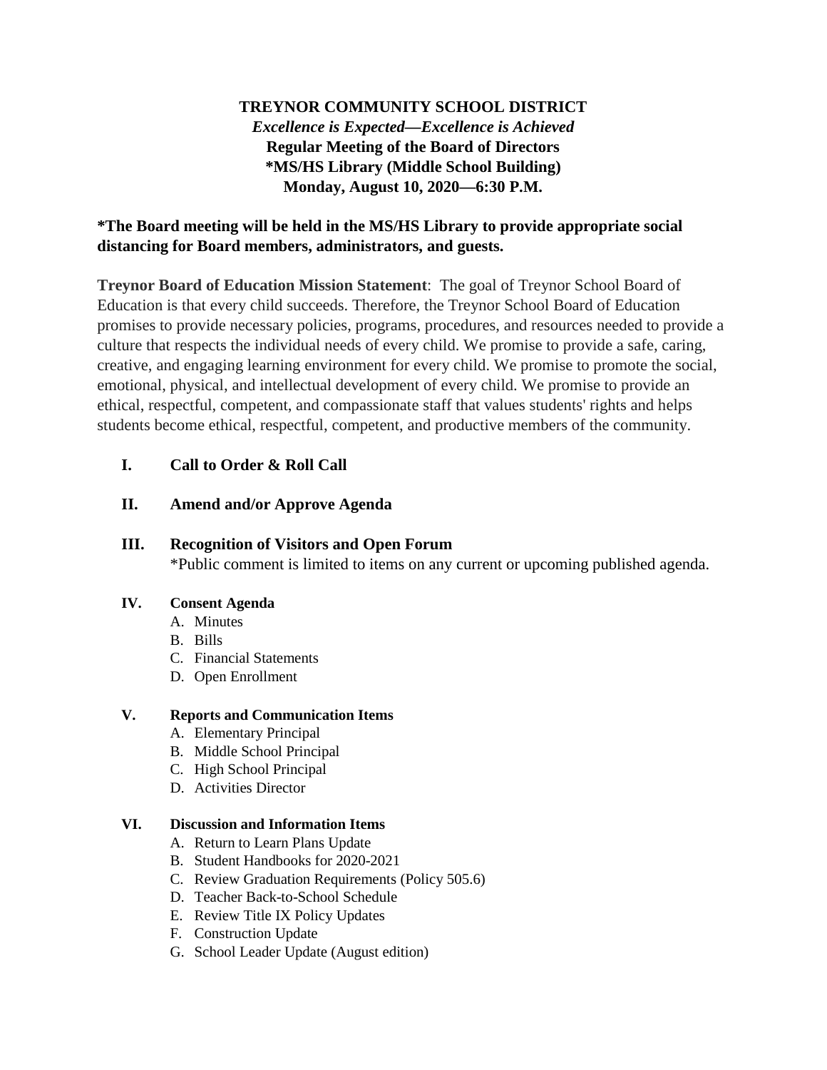**TREYNOR COMMUNITY SCHOOL DISTRICT**
***Excellence is Expected—Excellence is Achieved***
**Regular Meeting of the Board of Directors**
**\*MS/HS Library (Middle School Building)**
**Monday, August 10, 2020—6:30 P.M.**

**\*The Board meeting will be held in the MS/HS Library to provide appropriate social distancing for Board members, administrators, and guests.**

**Treynor Board of Education Mission Statement**: The goal of Treynor School Board of Education is that every child succeeds. Therefore, the Treynor School Board of Education promises to provide necessary policies, programs, procedures, and resources needed to provide a culture that respects the individual needs of every child. We promise to provide a safe, caring, creative, and engaging learning environment for every child. We promise to promote the social, emotional, physical, and intellectual development of every child. We promise to provide an ethical, respectful, competent, and compassionate staff that values students' rights and helps students become ethical, respectful, competent, and productive members of the community.

**I. Call to Order & Roll Call**

**II. Amend and/or Approve Agenda**

**III. Recognition of Visitors and Open Forum**
\*Public comment is limited to items on any current or upcoming published agenda.

**IV. Consent Agenda**

A. Minutes
B. Bills
C. Financial Statements
D. Open Enrollment

**V. Reports and Communication Items**

A. Elementary Principal
B. Middle School Principal
C. High School Principal
D. Activities Director

**VI. Discussion and Information Items**

A. Return to Learn Plans Update
B. Student Handbooks for 2020-2021
C. Review Graduation Requirements (Policy 505.6)
D. Teacher Back-to-School Schedule
E. Review Title IX Policy Updates
F. Construction Update
G. School Leader Update (August edition)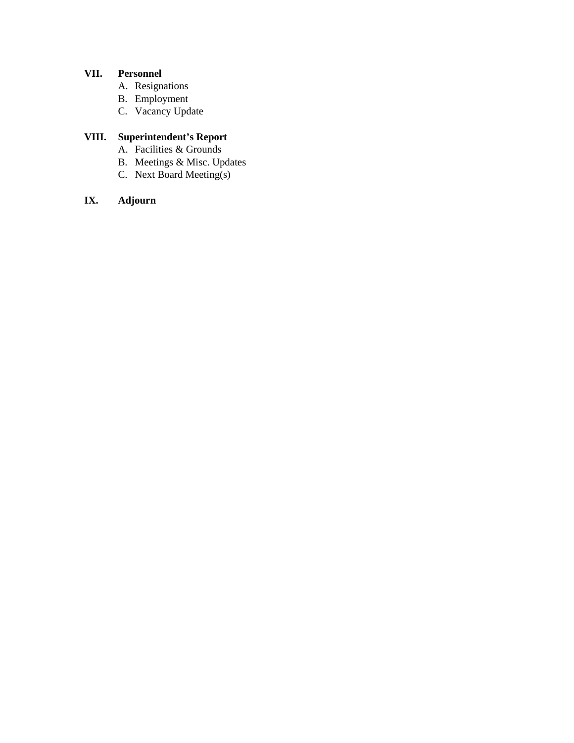**VII. Personnel**

A. Resignations
B. Employment
C. Vacancy Update

**VIII. Superintendent's Report**

A. Facilities & Grounds
B. Meetings & Misc. Updates
C. Next Board Meeting(s)

**IX. Adjourn**